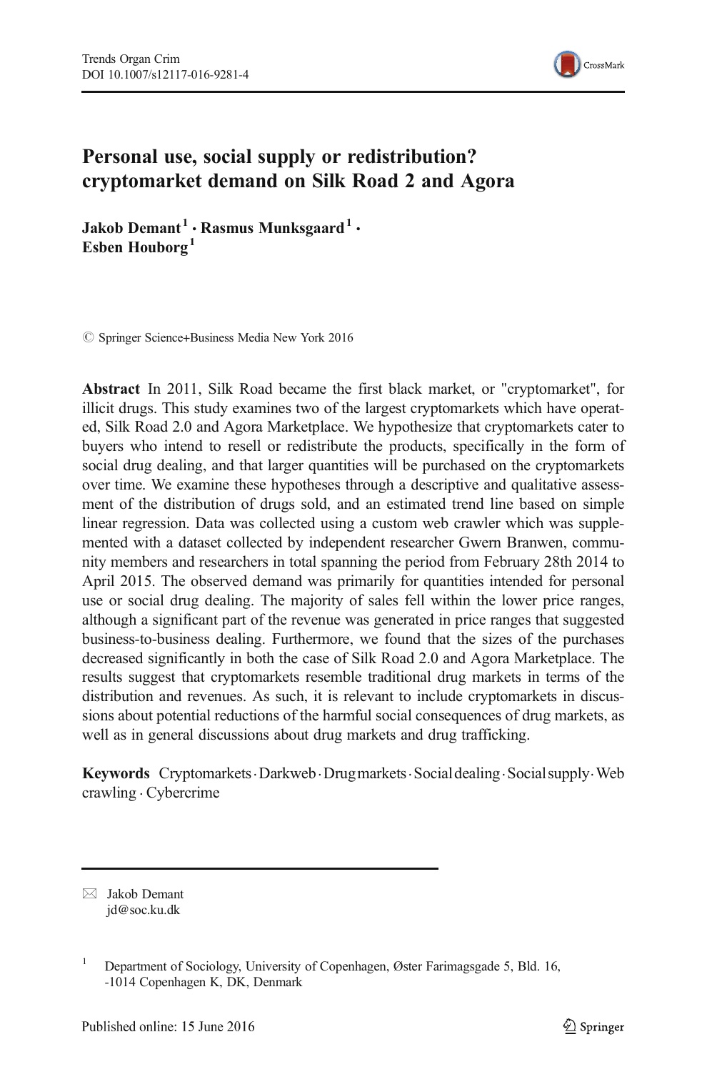# Personal use, social supply or redistribution? cryptomarket demand on Silk Road 2 and Agora

**Jakob Demant**[1] · **Rasmus Munksgaard**[1] · **Esben Houborg**[1]

© Springer Science+Business Media New York 2016

**Abstract** In 2011, Silk Road became the first black market, or "cryptomarket", for illicit drugs. This study examines two of the largest cryptomarkets which have operated, Silk Road 2.0 and Agora Marketplace. We hypothesize that cryptomarkets cater to buyers who intend to resell or redistribute the products, specifically in the form of social drug dealing, and that larger quantities will be purchased on the cryptomarkets over time. We examine these hypotheses through a descriptive and qualitative assessment of the distribution of drugs sold, and an estimated trend line based on simple linear regression. Data was collected using a custom web crawler which was supplemented with a dataset collected by independent researcher Gwern Branwen, community members and researchers in total spanning the period from February 28th 2014 to April 2015. The observed demand was primarily for quantities intended for personal use or social drug dealing. The majority of sales fell within the lower price ranges, although a significant part of the revenue was generated in price ranges that suggested business-to-business dealing. Furthermore, we found that the sizes of the purchases decreased significantly in both the case of Silk Road 2.0 and Agora Marketplace. The results suggest that cryptomarkets resemble traditional drug markets in terms of the distribution and revenues. As such, it is relevant to include cryptomarkets in discussions about potential reductions of the harmful social consequences of drug markets, as well as in general discussions about drug markets and drug trafficking.

**Keywords** Cryptomarkets · Darkweb · Drug markets · Social dealing · Social supply · Web crawling · Cybercrime

✉ Jakob Demant
jd@soc.ku.dk

[1] Department of Sociology, University of Copenhagen, Øster Farimagsgade 5, Bld. 16, -1014 Copenhagen K, DK, Denmark

Published online: 15 June 2016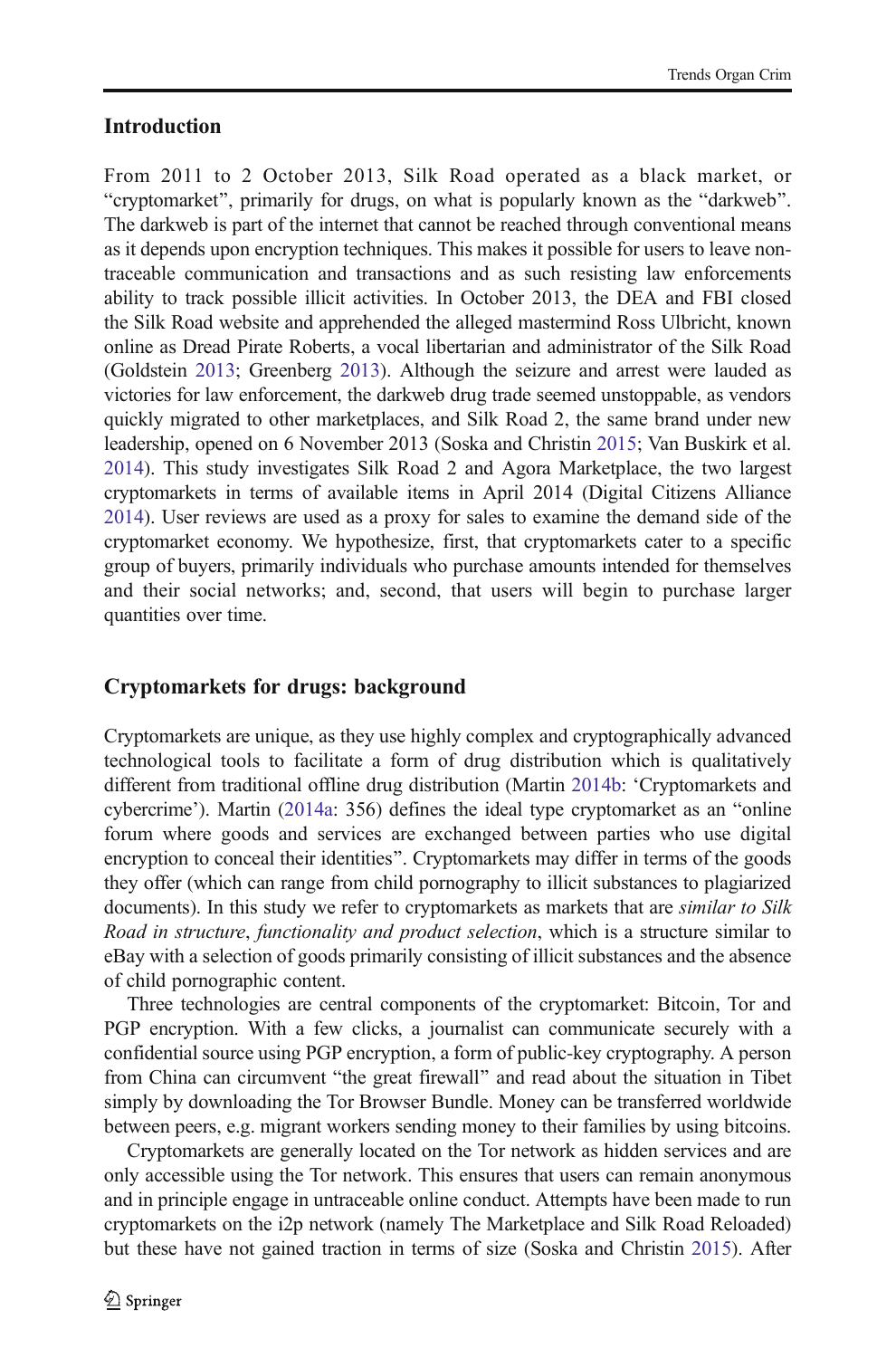## Introduction

From 2011 to 2 October 2013, Silk Road operated as a black market, or "cryptomarket", primarily for drugs, on what is popularly known as the "darkweb". The darkweb is part of the internet that cannot be reached through conventional means as it depends upon encryption techniques. This makes it possible for users to leave non-traceable communication and transactions and as such resisting law enforcements ability to track possible illicit activities. In October 2013, the DEA and FBI closed the Silk Road website and apprehended the alleged mastermind Ross Ulbricht, known online as Dread Pirate Roberts, a vocal libertarian and administrator of the Silk Road (Goldstein 2013; Greenberg 2013). Although the seizure and arrest were lauded as victories for law enforcement, the darkweb drug trade seemed unstoppable, as vendors quickly migrated to other marketplaces, and Silk Road 2, the same brand under new leadership, opened on 6 November 2013 (Soska and Christin 2015; Van Buskirk et al. 2014). This study investigates Silk Road 2 and Agora Marketplace, the two largest cryptomarkets in terms of available items in April 2014 (Digital Citizens Alliance 2014). User reviews are used as a proxy for sales to examine the demand side of the cryptomarket economy. We hypothesize, first, that cryptomarkets cater to a specific group of buyers, primarily individuals who purchase amounts intended for themselves and their social networks; and, second, that users will begin to purchase larger quantities over time.

## Cryptomarkets for drugs: background

Cryptomarkets are unique, as they use highly complex and cryptographically advanced technological tools to facilitate a form of drug distribution which is qualitatively different from traditional offline drug distribution (Martin 2014b: 'Cryptomarkets and cybercrime'). Martin (2014a: 356) defines the ideal type cryptomarket as an "online forum where goods and services are exchanged between parties who use digital encryption to conceal their identities". Cryptomarkets may differ in terms of the goods they offer (which can range from child pornography to illicit substances to plagiarized documents). In this study we refer to cryptomarkets as markets that are *similar to Silk Road in structure, functionality and product selection*, which is a structure similar to eBay with a selection of goods primarily consisting of illicit substances and the absence of child pornographic content.

Three technologies are central components of the cryptomarket: Bitcoin, Tor and PGP encryption. With a few clicks, a journalist can communicate securely with a confidential source using PGP encryption, a form of public-key cryptography. A person from China can circumvent "the great firewall" and read about the situation in Tibet simply by downloading the Tor Browser Bundle. Money can be transferred worldwide between peers, e.g. migrant workers sending money to their families by using bitcoins.

Cryptomarkets are generally located on the Tor network as hidden services and are only accessible using the Tor network. This ensures that users can remain anonymous and in principle engage in untraceable online conduct. Attempts have been made to run cryptomarkets on the i2p network (namely The Marketplace and Silk Road Reloaded) but these have not gained traction in terms of size (Soska and Christin 2015). After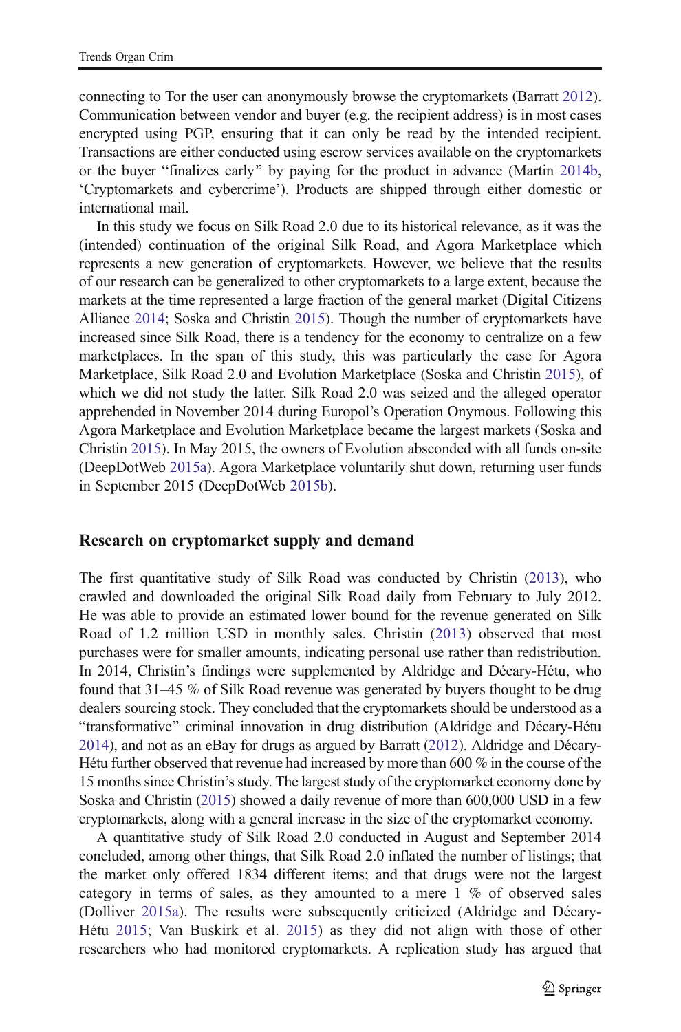connecting to Tor the user can anonymously browse the cryptomarkets (Barratt 2012). Communication between vendor and buyer (e.g. the recipient address) is in most cases encrypted using PGP, ensuring that it can only be read by the intended recipient. Transactions are either conducted using escrow services available on the cryptomarkets or the buyer "finalizes early" by paying for the product in advance (Martin 2014b, 'Cryptomarkets and cybercrime'). Products are shipped through either domestic or international mail.

In this study we focus on Silk Road 2.0 due to its historical relevance, as it was the (intended) continuation of the original Silk Road, and Agora Marketplace which represents a new generation of cryptomarkets. However, we believe that the results of our research can be generalized to other cryptomarkets to a large extent, because the markets at the time represented a large fraction of the general market (Digital Citizens Alliance 2014; Soska and Christin 2015). Though the number of cryptomarkets have increased since Silk Road, there is a tendency for the economy to centralize on a few marketplaces. In the span of this study, this was particularly the case for Agora Marketplace, Silk Road 2.0 and Evolution Marketplace (Soska and Christin 2015), of which we did not study the latter. Silk Road 2.0 was seized and the alleged operator apprehended in November 2014 during Europol's Operation Onymous. Following this Agora Marketplace and Evolution Marketplace became the largest markets (Soska and Christin 2015). In May 2015, the owners of Evolution absconded with all funds on-site (DeepDotWeb 2015a). Agora Marketplace voluntarily shut down, returning user funds in September 2015 (DeepDotWeb 2015b).

## Research on cryptomarket supply and demand

The first quantitative study of Silk Road was conducted by Christin (2013), who crawled and downloaded the original Silk Road daily from February to July 2012. He was able to provide an estimated lower bound for the revenue generated on Silk Road of 1.2 million USD in monthly sales. Christin (2013) observed that most purchases were for smaller amounts, indicating personal use rather than redistribution. In 2014, Christin's findings were supplemented by Aldridge and Décary-Hétu, who found that 31–45 % of Silk Road revenue was generated by buyers thought to be drug dealers sourcing stock. They concluded that the cryptomarkets should be understood as a "transformative" criminal innovation in drug distribution (Aldridge and Décary-Hétu 2014), and not as an eBay for drugs as argued by Barratt (2012). Aldridge and Décary-Hétu further observed that revenue had increased by more than 600 % in the course of the 15 months since Christin's study. The largest study of the cryptomarket economy done by Soska and Christin (2015) showed a daily revenue of more than 600,000 USD in a few cryptomarkets, along with a general increase in the size of the cryptomarket economy.

A quantitative study of Silk Road 2.0 conducted in August and September 2014 concluded, among other things, that Silk Road 2.0 inflated the number of listings; that the market only offered 1834 different items; and that drugs were not the largest category in terms of sales, as they amounted to a mere 1 % of observed sales (Dolliver 2015a). The results were subsequently criticized (Aldridge and Décary-Hétu 2015; Van Buskirk et al. 2015) as they did not align with those of other researchers who had monitored cryptomarkets. A replication study has argued that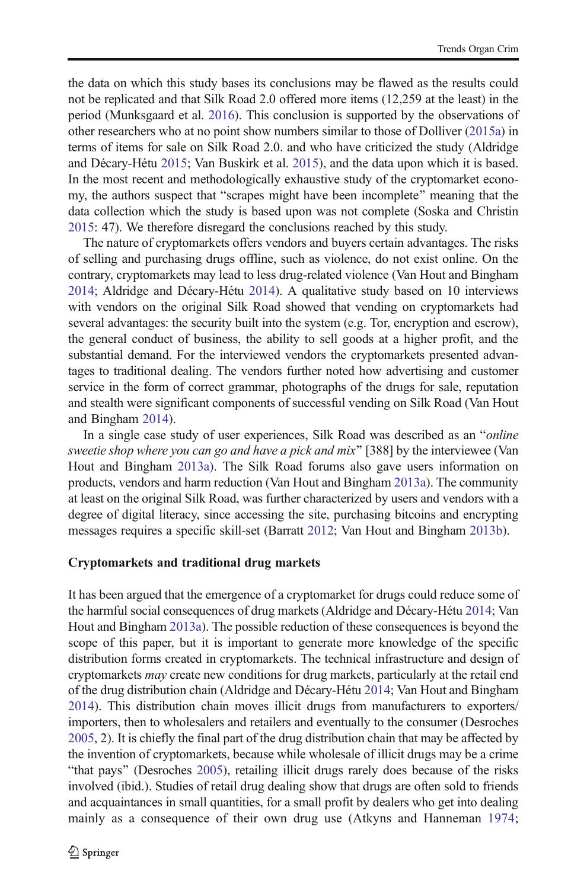the data on which this study bases its conclusions may be flawed as the results could not be replicated and that Silk Road 2.0 offered more items (12,259 at the least) in the period (Munksgaard et al. 2016). This conclusion is supported by the observations of other researchers who at no point show numbers similar to those of Dolliver (2015a) in terms of items for sale on Silk Road 2.0. and who have criticized the study (Aldridge and Décary-Hétu 2015; Van Buskirk et al. 2015), and the data upon which it is based. In the most recent and methodologically exhaustive study of the cryptomarket economy, the authors suspect that "scrapes might have been incomplete" meaning that the data collection which the study is based upon was not complete (Soska and Christin 2015: 47). We therefore disregard the conclusions reached by this study.

The nature of cryptomarkets offers vendors and buyers certain advantages. The risks of selling and purchasing drugs offline, such as violence, do not exist online. On the contrary, cryptomarkets may lead to less drug-related violence (Van Hout and Bingham 2014; Aldridge and Décary-Hétu 2014). A qualitative study based on 10 interviews with vendors on the original Silk Road showed that vending on cryptomarkets had several advantages: the security built into the system (e.g. Tor, encryption and escrow), the general conduct of business, the ability to sell goods at a higher profit, and the substantial demand. For the interviewed vendors the cryptomarkets presented advantages to traditional dealing. The vendors further noted how advertising and customer service in the form of correct grammar, photographs of the drugs for sale, reputation and stealth were significant components of successful vending on Silk Road (Van Hout and Bingham 2014).

In a single case study of user experiences, Silk Road was described as an "*online sweetie shop where you can go and have a pick and mix*" [388] by the interviewee (Van Hout and Bingham 2013a). The Silk Road forums also gave users information on products, vendors and harm reduction (Van Hout and Bingham 2013a). The community at least on the original Silk Road, was further characterized by users and vendors with a degree of digital literacy, since accessing the site, purchasing bitcoins and encrypting messages requires a specific skill-set (Barratt 2012; Van Hout and Bingham 2013b).

### Cryptomarkets and traditional drug markets

It has been argued that the emergence of a cryptomarket for drugs could reduce some of the harmful social consequences of drug markets (Aldridge and Décary-Hétu 2014; Van Hout and Bingham 2013a). The possible reduction of these consequences is beyond the scope of this paper, but it is important to generate more knowledge of the specific distribution forms created in cryptomarkets. The technical infrastructure and design of cryptomarkets *may* create new conditions for drug markets, particularly at the retail end of the drug distribution chain (Aldridge and Décary-Hétu 2014; Van Hout and Bingham 2014). This distribution chain moves illicit drugs from manufacturers to exporters/importers, then to wholesalers and retailers and eventually to the consumer (Desroches 2005, 2). It is chiefly the final part of the drug distribution chain that may be affected by the invention of cryptomarkets, because while wholesale of illicit drugs may be a crime "that pays" (Desroches 2005), retailing illicit drugs rarely does because of the risks involved (ibid.). Studies of retail drug dealing show that drugs are often sold to friends and acquaintances in small quantities, for a small profit by dealers who get into dealing mainly as a consequence of their own drug use (Atkyns and Hanneman 1974;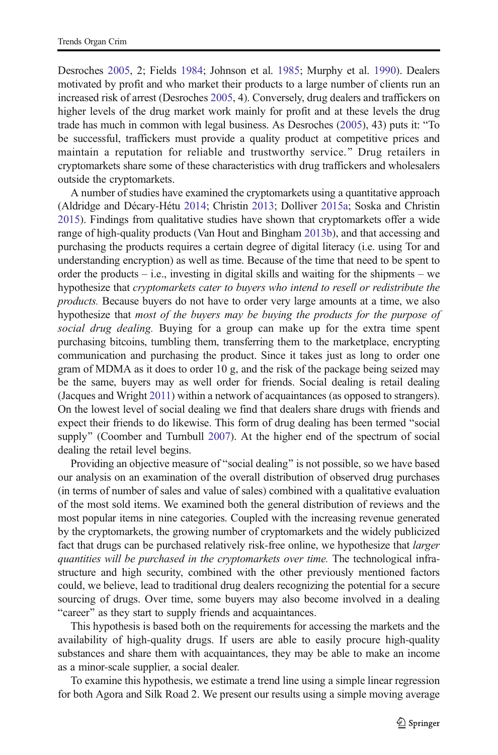Desroches 2005, 2; Fields 1984; Johnson et al. 1985; Murphy et al. 1990). Dealers motivated by profit and who market their products to a large number of clients run an increased risk of arrest (Desroches 2005, 4). Conversely, drug dealers and traffickers on higher levels of the drug market work mainly for profit and at these levels the drug trade has much in common with legal business. As Desroches (2005), 43) puts it: "To be successful, traffickers must provide a quality product at competitive prices and maintain a reputation for reliable and trustworthy service." Drug retailers in cryptomarkets share some of these characteristics with drug traffickers and wholesalers outside the cryptomarkets.

A number of studies have examined the cryptomarkets using a quantitative approach (Aldridge and Décary-Hétu 2014; Christin 2013; Dolliver 2015a; Soska and Christin 2015). Findings from qualitative studies have shown that cryptomarkets offer a wide range of high-quality products (Van Hout and Bingham 2013b), and that accessing and purchasing the products requires a certain degree of digital literacy (i.e. using Tor and understanding encryption) as well as time. Because of the time that need to be spent to order the products – i.e., investing in digital skills and waiting for the shipments – we hypothesize that *cryptomarkets cater to buyers who intend to resell or redistribute the products.* Because buyers do not have to order very large amounts at a time, we also hypothesize that *most of the buyers may be buying the products for the purpose of social drug dealing.* Buying for a group can make up for the extra time spent purchasing bitcoins, tumbling them, transferring them to the marketplace, encrypting communication and purchasing the product. Since it takes just as long to order one gram of MDMA as it does to order 10 g, and the risk of the package being seized may be the same, buyers may as well order for friends. Social dealing is retail dealing (Jacques and Wright 2011) within a network of acquaintances (as opposed to strangers). On the lowest level of social dealing we find that dealers share drugs with friends and expect their friends to do likewise. This form of drug dealing has been termed "social supply" (Coomber and Turnbull 2007). At the higher end of the spectrum of social dealing the retail level begins.

Providing an objective measure of "social dealing" is not possible, so we have based our analysis on an examination of the overall distribution of observed drug purchases (in terms of number of sales and value of sales) combined with a qualitative evaluation of the most sold items. We examined both the general distribution of reviews and the most popular items in nine categories. Coupled with the increasing revenue generated by the cryptomarkets, the growing number of cryptomarkets and the widely publicized fact that drugs can be purchased relatively risk-free online, we hypothesize that *larger quantities will be purchased in the cryptomarkets over time.* The technological infrastructure and high security, combined with the other previously mentioned factors could, we believe, lead to traditional drug dealers recognizing the potential for a secure sourcing of drugs. Over time, some buyers may also become involved in a dealing "career" as they start to supply friends and acquaintances.

This hypothesis is based both on the requirements for accessing the markets and the availability of high-quality drugs. If users are able to easily procure high-quality substances and share them with acquaintances, they may be able to make an income as a minor-scale supplier, a social dealer.

To examine this hypothesis, we estimate a trend line using a simple linear regression for both Agora and Silk Road 2. We present our results using a simple moving average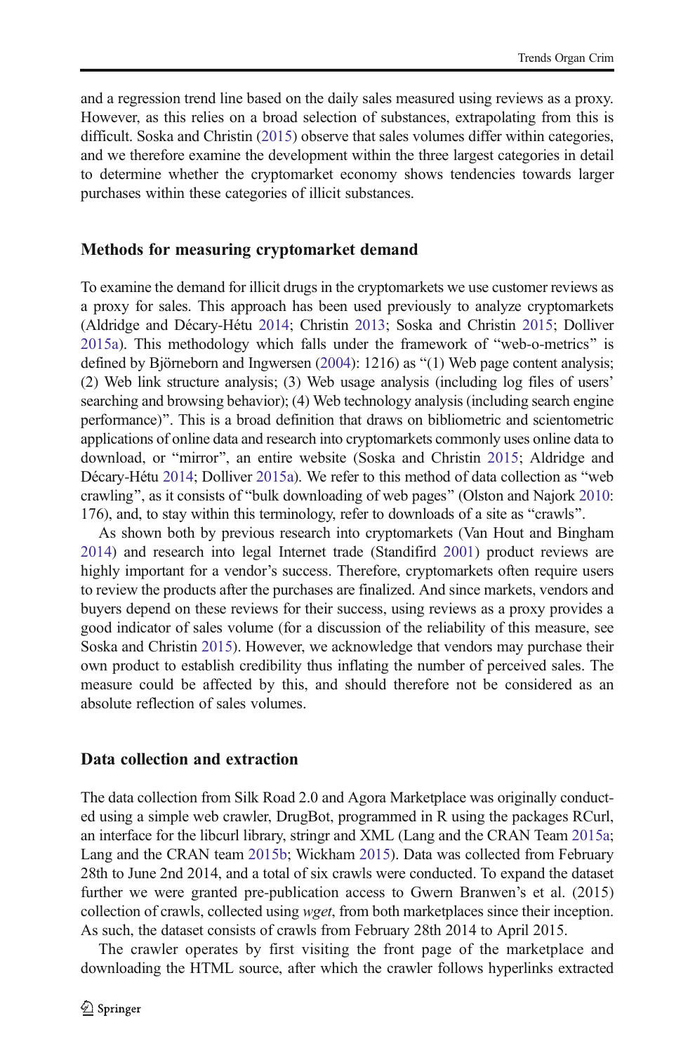and a regression trend line based on the daily sales measured using reviews as a proxy. However, as this relies on a broad selection of substances, extrapolating from this is difficult. Soska and Christin (2015) observe that sales volumes differ within categories, and we therefore examine the development within the three largest categories in detail to determine whether the cryptomarket economy shows tendencies towards larger purchases within these categories of illicit substances.

## Methods for measuring cryptomarket demand

To examine the demand for illicit drugs in the cryptomarkets we use customer reviews as a proxy for sales. This approach has been used previously to analyze cryptomarkets (Aldridge and Décary-Hétu 2014; Christin 2013; Soska and Christin 2015; Dolliver 2015a). This methodology which falls under the framework of "web-o-metrics" is defined by Björneborn and Ingwersen (2004): 1216) as "(1) Web page content analysis; (2) Web link structure analysis; (3) Web usage analysis (including log files of users' searching and browsing behavior); (4) Web technology analysis (including search engine performance)". This is a broad definition that draws on bibliometric and scientometric applications of online data and research into cryptomarkets commonly uses online data to download, or "mirror", an entire website (Soska and Christin 2015; Aldridge and Décary-Hétu 2014; Dolliver 2015a). We refer to this method of data collection as "web crawling", as it consists of "bulk downloading of web pages" (Olston and Najork 2010: 176), and, to stay within this terminology, refer to downloads of a site as "crawls".

As shown both by previous research into cryptomarkets (Van Hout and Bingham 2014) and research into legal Internet trade (Standifird 2001) product reviews are highly important for a vendor's success. Therefore, cryptomarkets often require users to review the products after the purchases are finalized. And since markets, vendors and buyers depend on these reviews for their success, using reviews as a proxy provides a good indicator of sales volume (for a discussion of the reliability of this measure, see Soska and Christin 2015). However, we acknowledge that vendors may purchase their own product to establish credibility thus inflating the number of perceived sales. The measure could be affected by this, and should therefore not be considered as an absolute reflection of sales volumes.

## Data collection and extraction

The data collection from Silk Road 2.0 and Agora Marketplace was originally conducted using a simple web crawler, DrugBot, programmed in R using the packages RCurl, an interface for the libcurl library, stringr and XML (Lang and the CRAN Team 2015a; Lang and the CRAN team 2015b; Wickham 2015). Data was collected from February 28th to June 2nd 2014, and a total of six crawls were conducted. To expand the dataset further we were granted pre-publication access to Gwern Branwen's et al. (2015) collection of crawls, collected using *wget*, from both marketplaces since their inception. As such, the dataset consists of crawls from February 28th 2014 to April 2015.

The crawler operates by first visiting the front page of the marketplace and downloading the HTML source, after which the crawler follows hyperlinks extracted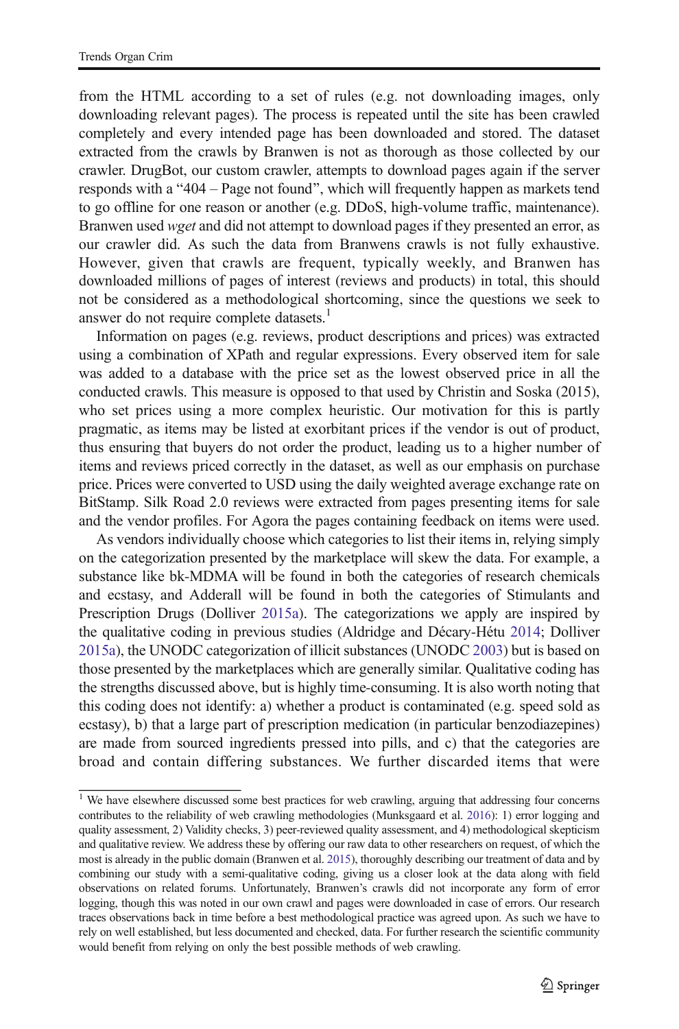from the HTML according to a set of rules (e.g. not downloading images, only downloading relevant pages). The process is repeated until the site has been crawled completely and every intended page has been downloaded and stored. The dataset extracted from the crawls by Branwen is not as thorough as those collected by our crawler. DrugBot, our custom crawler, attempts to download pages again if the server responds with a "404 – Page not found", which will frequently happen as markets tend to go offline for one reason or another (e.g. DDoS, high-volume traffic, maintenance). Branwen used *wget* and did not attempt to download pages if they presented an error, as our crawler did. As such the data from Branwens crawls is not fully exhaustive. However, given that crawls are frequent, typically weekly, and Branwen has downloaded millions of pages of interest (reviews and products) in total, this should not be considered as a methodological shortcoming, since the questions we seek to answer do not require complete datasets.[1]

Information on pages (e.g. reviews, product descriptions and prices) was extracted using a combination of XPath and regular expressions. Every observed item for sale was added to a database with the price set as the lowest observed price in all the conducted crawls. This measure is opposed to that used by Christin and Soska (2015), who set prices using a more complex heuristic. Our motivation for this is partly pragmatic, as items may be listed at exorbitant prices if the vendor is out of product, thus ensuring that buyers do not order the product, leading us to a higher number of items and reviews priced correctly in the dataset, as well as our emphasis on purchase price. Prices were converted to USD using the daily weighted average exchange rate on BitStamp. Silk Road 2.0 reviews were extracted from pages presenting items for sale and the vendor profiles. For Agora the pages containing feedback on items were used.

As vendors individually choose which categories to list their items in, relying simply on the categorization presented by the marketplace will skew the data. For example, a substance like bk-MDMA will be found in both the categories of research chemicals and ecstasy, and Adderall will be found in both the categories of Stimulants and Prescription Drugs (Dolliver 2015a). The categorizations we apply are inspired by the qualitative coding in previous studies (Aldridge and Décary-Hétu 2014; Dolliver 2015a), the UNODC categorization of illicit substances (UNODC 2003) but is based on those presented by the marketplaces which are generally similar. Qualitative coding has the strengths discussed above, but is highly time-consuming. It is also worth noting that this coding does not identify: a) whether a product is contaminated (e.g. speed sold as ecstasy), b) that a large part of prescription medication (in particular benzodiazepines) are made from sourced ingredients pressed into pills, and c) that the categories are broad and contain differing substances. We further discarded items that were

---

[1] We have elsewhere discussed some best practices for web crawling, arguing that addressing four concerns contributes to the reliability of web crawling methodologies (Munksgaard et al. 2016): 1) error logging and quality assessment, 2) Validity checks, 3) peer-reviewed quality assessment, and 4) methodological skepticism and qualitative review. We address these by offering our raw data to other researchers on request, of which the most is already in the public domain (Branwen et al. 2015), thoroughly describing our treatment of data and by combining our study with a semi-qualitative coding, giving us a closer look at the data along with field observations on related forums. Unfortunately, Branwen's crawls did not incorporate any form of error logging, though this was noted in our own crawl and pages were downloaded in case of errors. Our research traces observations back in time before a best methodological practice was agreed upon. As such we have to rely on well established, but less documented and checked, data. For further research the scientific community would benefit from relying on only the best possible methods of web crawling.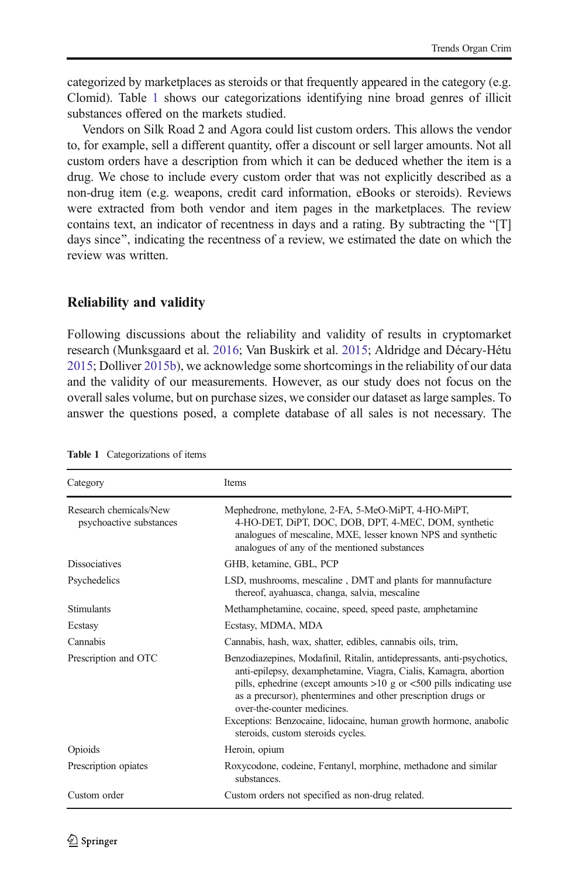categorized by marketplaces as steroids or that frequently appeared in the category (e.g. Clomid). Table 1 shows our categorizations identifying nine broad genres of illicit substances offered on the markets studied.

Vendors on Silk Road 2 and Agora could list custom orders. This allows the vendor to, for example, sell a different quantity, offer a discount or sell larger amounts. Not all custom orders have a description from which it can be deduced whether the item is a drug. We chose to include every custom order that was not explicitly described as a non-drug item (e.g. weapons, credit card information, eBooks or steroids). Reviews were extracted from both vendor and item pages in the marketplaces. The review contains text, an indicator of recentness in days and a rating. By subtracting the "[T] days since", indicating the recentness of a review, we estimated the date on which the review was written.

## Reliability and validity

Following discussions about the reliability and validity of results in cryptomarket research (Munksgaard et al. 2016; Van Buskirk et al. 2015; Aldridge and Décary-Hétu 2015; Dolliver 2015b), we acknowledge some shortcomings in the reliability of our data and the validity of our measurements. However, as our study does not focus on the overall sales volume, but on purchase sizes, we consider our dataset as large samples. To answer the questions posed, a complete database of all sales is not necessary. The

**Table 1** Categorizations of items

| Category | Items |
|---|---|
| Research chemicals/New psychoactive substances | Mephedrone, methylone, 2-FA, 5-MeO-MiPT, 4-HO-MiPT, 4-HO-DET, DiPT, DOC, DOB, DPT, 4-MEC, DOM, synthetic analogues of mescaline, MXE, lesser known NPS and synthetic analogues of any of the mentioned substances |
| Dissociatives | GHB, ketamine, GBL, PCP |
| Psychedelics | LSD, mushrooms, mescaline , DMT and plants for mannufacture thereof, ayahuasca, changa, salvia, mescaline |
| Stimulants | Methamphetamine, cocaine, speed, speed paste, amphetamine |
| Ecstasy | Ecstasy, MDMA, MDA |
| Cannabis | Cannabis, hash, wax, shatter, edibles, cannabis oils, trim, |
| Prescription and OTC | Benzodiazepines, Modafinil, Ritalin, antidepressants, anti-psychotics, anti-epilepsy, dexamphetamine, Viagra, Cialis, Kamagra, abortion pills, ephedrine (except amounts >10 g or <500 pills indicating use as a precursor), phentermines and other prescription drugs or over-the-counter medicines.<br>Exceptions: Benzocaine, lidocaine, human growth hormone, anabolic steroids, custom steroids cycles. |
| Opioids | Heroin, opium |
| Prescription opiates | Roxycodone, codeine, Fentanyl, morphine, methadone and similar substances. |
| Custom order | Custom orders not specified as non-drug related. |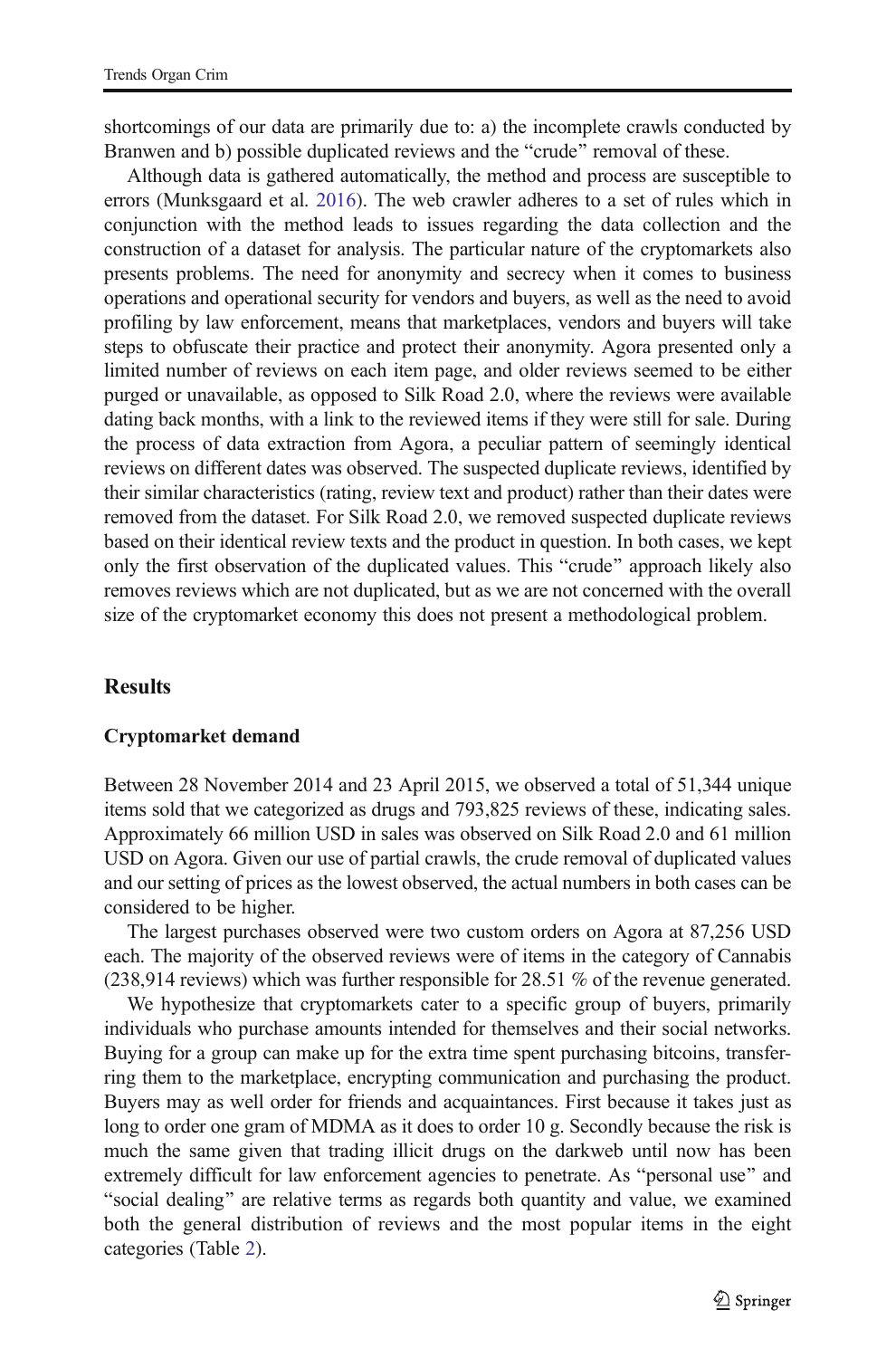shortcomings of our data are primarily due to: a) the incomplete crawls conducted by Branwen and b) possible duplicated reviews and the "crude" removal of these.

Although data is gathered automatically, the method and process are susceptible to errors (Munksgaard et al. 2016). The web crawler adheres to a set of rules which in conjunction with the method leads to issues regarding the data collection and the construction of a dataset for analysis. The particular nature of the cryptomarkets also presents problems. The need for anonymity and secrecy when it comes to business operations and operational security for vendors and buyers, as well as the need to avoid profiling by law enforcement, means that marketplaces, vendors and buyers will take steps to obfuscate their practice and protect their anonymity. Agora presented only a limited number of reviews on each item page, and older reviews seemed to be either purged or unavailable, as opposed to Silk Road 2.0, where the reviews were available dating back months, with a link to the reviewed items if they were still for sale. During the process of data extraction from Agora, a peculiar pattern of seemingly identical reviews on different dates was observed. The suspected duplicate reviews, identified by their similar characteristics (rating, review text and product) rather than their dates were removed from the dataset. For Silk Road 2.0, we removed suspected duplicate reviews based on their identical review texts and the product in question. In both cases, we kept only the first observation of the duplicated values. This "crude" approach likely also removes reviews which are not duplicated, but as we are not concerned with the overall size of the cryptomarket economy this does not present a methodological problem.

## Results

### Cryptomarket demand

Between 28 November 2014 and 23 April 2015, we observed a total of 51,344 unique items sold that we categorized as drugs and 793,825 reviews of these, indicating sales. Approximately 66 million USD in sales was observed on Silk Road 2.0 and 61 million USD on Agora. Given our use of partial crawls, the crude removal of duplicated values and our setting of prices as the lowest observed, the actual numbers in both cases can be considered to be higher.

The largest purchases observed were two custom orders on Agora at 87,256 USD each. The majority of the observed reviews were of items in the category of Cannabis (238,914 reviews) which was further responsible for 28.51 % of the revenue generated.

We hypothesize that cryptomarkets cater to a specific group of buyers, primarily individuals who purchase amounts intended for themselves and their social networks. Buying for a group can make up for the extra time spent purchasing bitcoins, transferring them to the marketplace, encrypting communication and purchasing the product. Buyers may as well order for friends and acquaintances. First because it takes just as long to order one gram of MDMA as it does to order 10 g. Secondly because the risk is much the same given that trading illicit drugs on the darkweb until now has been extremely difficult for law enforcement agencies to penetrate. As "personal use" and "social dealing" are relative terms as regards both quantity and value, we examined both the general distribution of reviews and the most popular items in the eight categories (Table 2).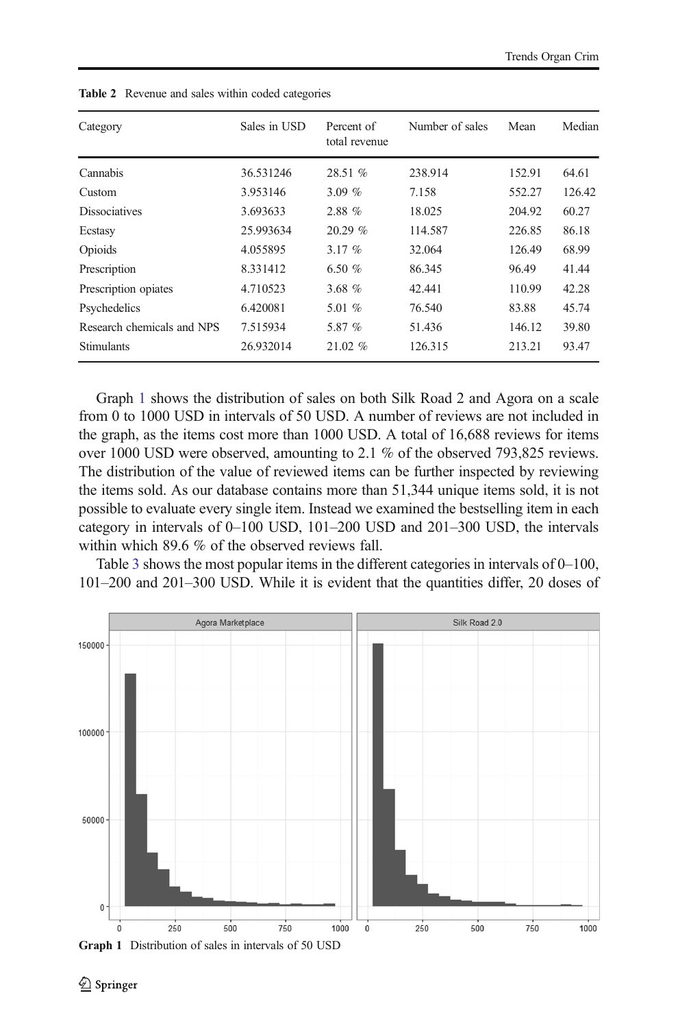**Table 2** Revenue and sales within coded categories

| Category | Sales in USD | Percent of total revenue | Number of sales | Mean | Median |
|---|---|---|---|---|---|
| Cannabis | 36.531246 | 28.51 % | 238.914 | 152.91 | 64.61 |
| Custom | 3.953146 | 3.09 % | 7.158 | 552.27 | 126.42 |
| Dissociatives | 3.693633 | 2.88 % | 18.025 | 204.92 | 60.27 |
| Ecstasy | 25.993634 | 20.29 % | 114.587 | 226.85 | 86.18 |
| Opioids | 4.055895 | 3.17 % | 32.064 | 126.49 | 68.99 |
| Prescription | 8.331412 | 6.50 % | 86.345 | 96.49 | 41.44 |
| Prescription opiates | 4.710523 | 3.68 % | 42.441 | 110.99 | 42.28 |
| Psychedelics | 6.420081 | 5.01 % | 76.540 | 83.88 | 45.74 |
| Research chemicals and NPS | 7.515934 | 5.87 % | 51.436 | 146.12 | 39.80 |
| Stimulants | 26.932014 | 21.02 % | 126.315 | 213.21 | 93.47 |

Graph 1 shows the distribution of sales on both Silk Road 2 and Agora on a scale from 0 to 1000 USD in intervals of 50 USD. A number of reviews are not included in the graph, as the items cost more than 1000 USD. A total of 16,688 reviews for items over 1000 USD were observed, amounting to 2.1 % of the observed 793,825 reviews. The distribution of the value of reviewed items can be further inspected by reviewing the items sold. As our database contains more than 51,344 unique items sold, it is not possible to evaluate every single item. Instead we examined the bestselling item in each category in intervals of 0–100 USD, 101–200 USD and 201–300 USD, the intervals within which 89.6 % of the observed reviews fall.

Table 3 shows the most popular items in the different categories in intervals of 0–100, 101–200 and 201–300 USD. While it is evident that the quantities differ, 20 doses of

**Graph 1** Distribution of sales in intervals of 50 USD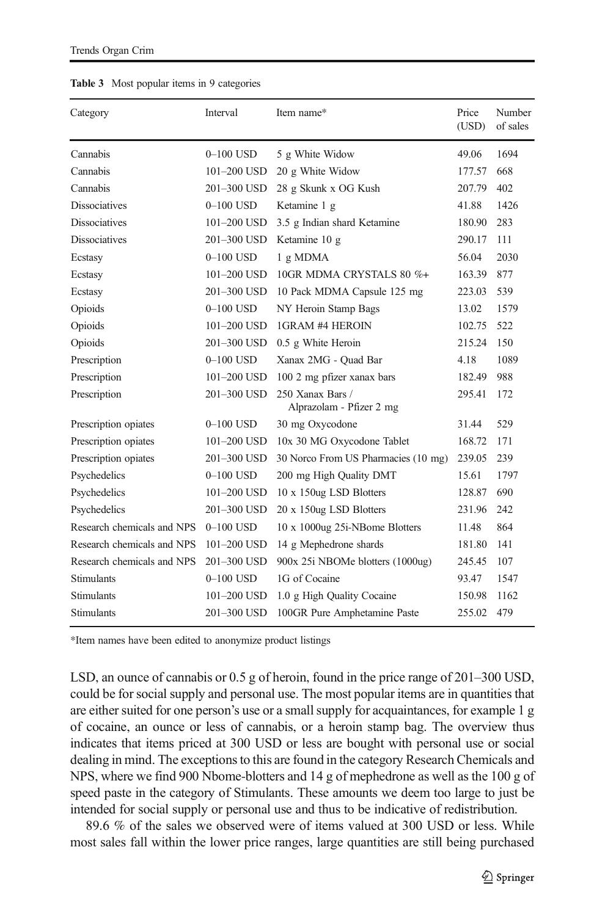**Table 3** Most popular items in 9 categories

| Category | Interval | Item name* | Price (USD) | Number of sales |
|---|---|---|---|---|
| Cannabis | 0–100 USD | 5 g White Widow | 49.06 | 1694 |
| Cannabis | 101–200 USD | 20 g White Widow | 177.57 | 668 |
| Cannabis | 201–300 USD | 28 g Skunk x OG Kush | 207.79 | 402 |
| Dissociatives | 0–100 USD | Ketamine 1 g | 41.88 | 1426 |
| Dissociatives | 101–200 USD | 3.5 g Indian shard Ketamine | 180.90 | 283 |
| Dissociatives | 201–300 USD | Ketamine 10 g | 290.17 | 111 |
| Ecstasy | 0–100 USD | 1 g MDMA | 56.04 | 2030 |
| Ecstasy | 101–200 USD | 10GR MDMA CRYSTALS 80 %+ | 163.39 | 877 |
| Ecstasy | 201–300 USD | 10 Pack MDMA Capsule 125 mg | 223.03 | 539 |
| Opioids | 0–100 USD | NY Heroin Stamp Bags | 13.02 | 1579 |
| Opioids | 101–200 USD | 1GRAM #4 HEROIN | 102.75 | 522 |
| Opioids | 201–300 USD | 0.5 g White Heroin | 215.24 | 150 |
| Prescription | 0–100 USD | Xanax 2MG - Quad Bar | 4.18 | 1089 |
| Prescription | 101–200 USD | 100 2 mg pfizer xanax bars | 182.49 | 988 |
| Prescription | 201–300 USD | 250 Xanax Bars / Alprazolam - Pfizer 2 mg | 295.41 | 172 |
| Prescription opiates | 0–100 USD | 30 mg Oxycodone | 31.44 | 529 |
| Prescription opiates | 101–200 USD | 10x 30 MG Oxycodone Tablet | 168.72 | 171 |
| Prescription opiates | 201–300 USD | 30 Norco From US Pharmacies (10 mg) | 239.05 | 239 |
| Psychedelics | 0–100 USD | 200 mg High Quality DMT | 15.61 | 1797 |
| Psychedelics | 101–200 USD | 10 x 150ug LSD Blotters | 128.87 | 690 |
| Psychedelics | 201–300 USD | 20 x 150ug LSD Blotters | 231.96 | 242 |
| Research chemicals and NPS | 0–100 USD | 10 x 1000ug 25i-NBome Blotters | 11.48 | 864 |
| Research chemicals and NPS | 101–200 USD | 14 g Mephedrone shards | 181.80 | 141 |
| Research chemicals and NPS | 201–300 USD | 900x 25i NBOMe blotters (1000ug) | 245.45 | 107 |
| Stimulants | 0–100 USD | 1G of Cocaine | 93.47 | 1547 |
| Stimulants | 101–200 USD | 1.0 g High Quality Cocaine | 150.98 | 1162 |
| Stimulants | 201–300 USD | 100GR Pure Amphetamine Paste | 255.02 | 479 |

*Item names have been edited to anonymize product listings

LSD, an ounce of cannabis or 0.5 g of heroin, found in the price range of 201–300 USD, could be for social supply and personal use. The most popular items are in quantities that are either suited for one person's use or a small supply for acquaintances, for example 1 g of cocaine, an ounce or less of cannabis, or a heroin stamp bag. The overview thus indicates that items priced at 300 USD or less are bought with personal use or social dealing in mind. The exceptions to this are found in the category Research Chemicals and NPS, where we find 900 Nbome-blotters and 14 g of mephedrone as well as the 100 g of speed paste in the category of Stimulants. These amounts we deem too large to just be intended for social supply or personal use and thus to be indicative of redistribution.

89.6 % of the sales we observed were of items valued at 300 USD or less. While most sales fall within the lower price ranges, large quantities are still being purchased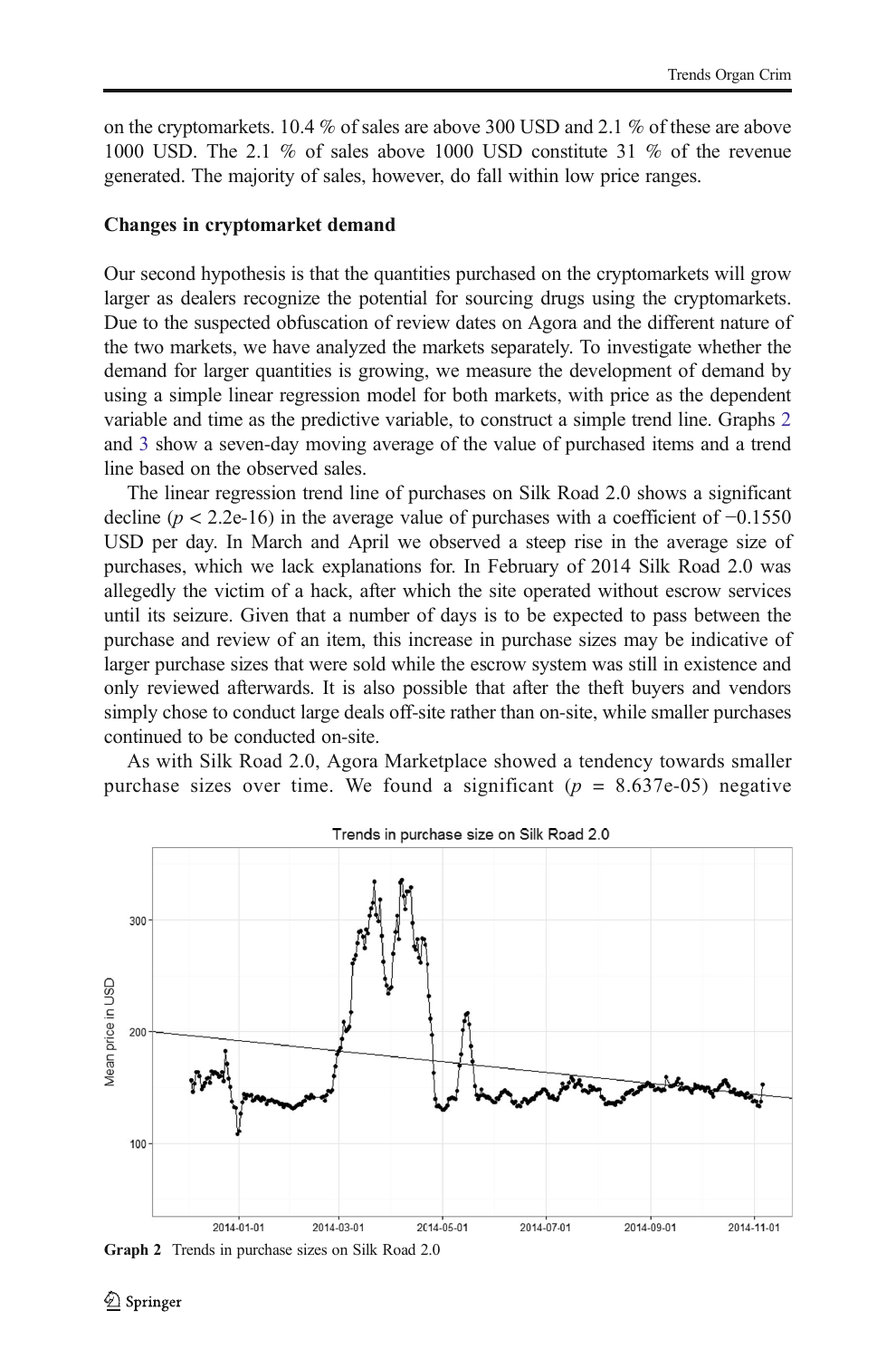on the cryptomarkets. 10.4 % of sales are above 300 USD and 2.1 % of these are above 1000 USD. The 2.1 % of sales above 1000 USD constitute 31 % of the revenue generated. The majority of sales, however, do fall within low price ranges.

**Changes in cryptomarket demand**

Our second hypothesis is that the quantities purchased on the cryptomarkets will grow larger as dealers recognize the potential for sourcing drugs using the cryptomarkets. Due to the suspected obfuscation of review dates on Agora and the different nature of the two markets, we have analyzed the markets separately. To investigate whether the demand for larger quantities is growing, we measure the development of demand by using a simple linear regression model for both markets, with price as the dependent variable and time as the predictive variable, to construct a simple trend line. Graphs 2 and 3 show a seven-day moving average of the value of purchased items and a trend line based on the observed sales.

The linear regression trend line of purchases on Silk Road 2.0 shows a significant decline ($p < 2.2e\text{-}16$) in the average value of purchases with a coefficient of −0.1550 USD per day. In March and April we observed a steep rise in the average size of purchases, which we lack explanations for. In February of 2014 Silk Road 2.0 was allegedly the victim of a hack, after which the site operated without escrow services until its seizure. Given that a number of days is to be expected to pass between the purchase and review of an item, this increase in purchase sizes may be indicative of larger purchase sizes that were sold while the escrow system was still in existence and only reviewed afterwards. It is also possible that after the theft buyers and vendors simply chose to conduct large deals off-site rather than on-site, while smaller purchases continued to be conducted on-site.

As with Silk Road 2.0, Agora Marketplace showed a tendency towards smaller purchase sizes over time. We found a significant ($p = 8.637e\text{-}05$) negative

**Graph 2** Trends in purchase sizes on Silk Road 2.0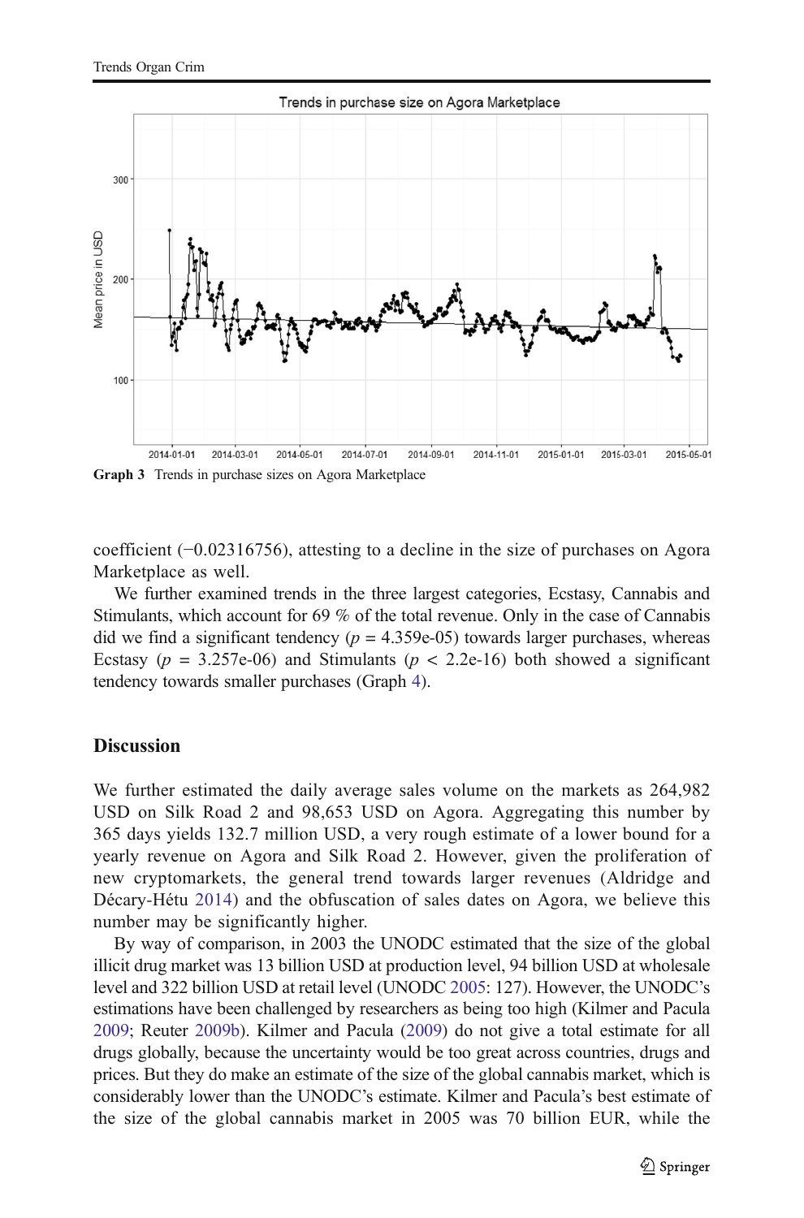**Graph 3** Trends in purchase sizes on Agora Marketplace

coefficient (−0.02316756), attesting to a decline in the size of purchases on Agora Marketplace as well.

We further examined trends in the three largest categories, Ecstasy, Cannabis and Stimulants, which account for 69 % of the total revenue. Only in the case of Cannabis did we find a significant tendency ($p$ = 4.359e-05) towards larger purchases, whereas Ecstasy ($p$ = 3.257e-06) and Stimulants ($p$ < 2.2e-16) both showed a significant tendency towards smaller purchases (Graph 4).

## Discussion

We further estimated the daily average sales volume on the markets as 264,982 USD on Silk Road 2 and 98,653 USD on Agora. Aggregating this number by 365 days yields 132.7 million USD, a very rough estimate of a lower bound for a yearly revenue on Agora and Silk Road 2. However, given the proliferation of new cryptomarkets, the general trend towards larger revenues (Aldridge and Décary-Hétu 2014) and the obfuscation of sales dates on Agora, we believe this number may be significantly higher.

By way of comparison, in 2003 the UNODC estimated that the size of the global illicit drug market was 13 billion USD at production level, 94 billion USD at wholesale level and 322 billion USD at retail level (UNODC 2005: 127). However, the UNODC's estimations have been challenged by researchers as being too high (Kilmer and Pacula 2009; Reuter 2009b). Kilmer and Pacula (2009) do not give a total estimate for all drugs globally, because the uncertainty would be too great across countries, drugs and prices. But they do make an estimate of the size of the global cannabis market, which is considerably lower than the UNODC's estimate. Kilmer and Pacula's best estimate of the size of the global cannabis market in 2005 was 70 billion EUR, while the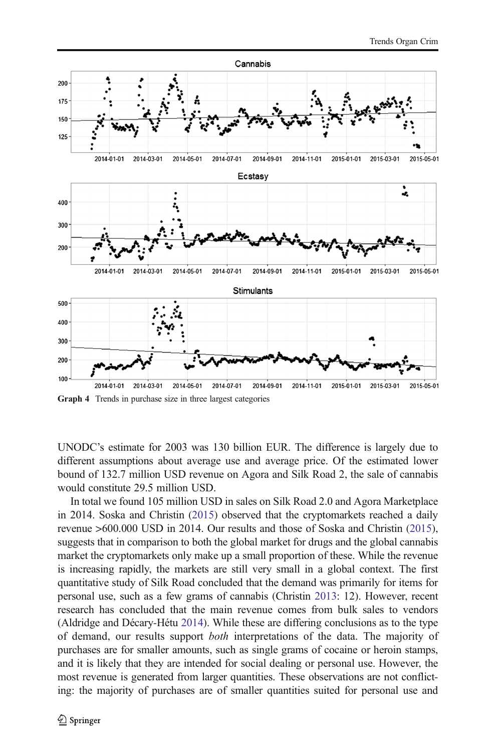Graph 4 Trends in purchase size in three largest categories

UNODC's estimate for 2003 was 130 billion EUR. The difference is largely due to different assumptions about average use and average price. Of the estimated lower bound of 132.7 million USD revenue on Agora and Silk Road 2, the sale of cannabis would constitute 29.5 million USD.

In total we found 105 million USD in sales on Silk Road 2.0 and Agora Marketplace in 2014. Soska and Christin (2015) observed that the cryptomarkets reached a daily revenue >600.000 USD in 2014. Our results and those of Soska and Christin (2015), suggests that in comparison to both the global market for drugs and the global cannabis market the cryptomarkets only make up a small proportion of these. While the revenue is increasing rapidly, the markets are still very small in a global context. The first quantitative study of Silk Road concluded that the demand was primarily for items for personal use, such as a few grams of cannabis (Christin 2013: 12). However, recent research has concluded that the main revenue comes from bulk sales to vendors (Aldridge and Décary-Hétu 2014). While these are differing conclusions as to the type of demand, our results support *both* interpretations of the data. The majority of purchases are for smaller amounts, such as single grams of cocaine or heroin stamps, and it is likely that they are intended for social dealing or personal use. However, the most revenue is generated from larger quantities. These observations are not conflicting: the majority of purchases are of smaller quantities suited for personal use and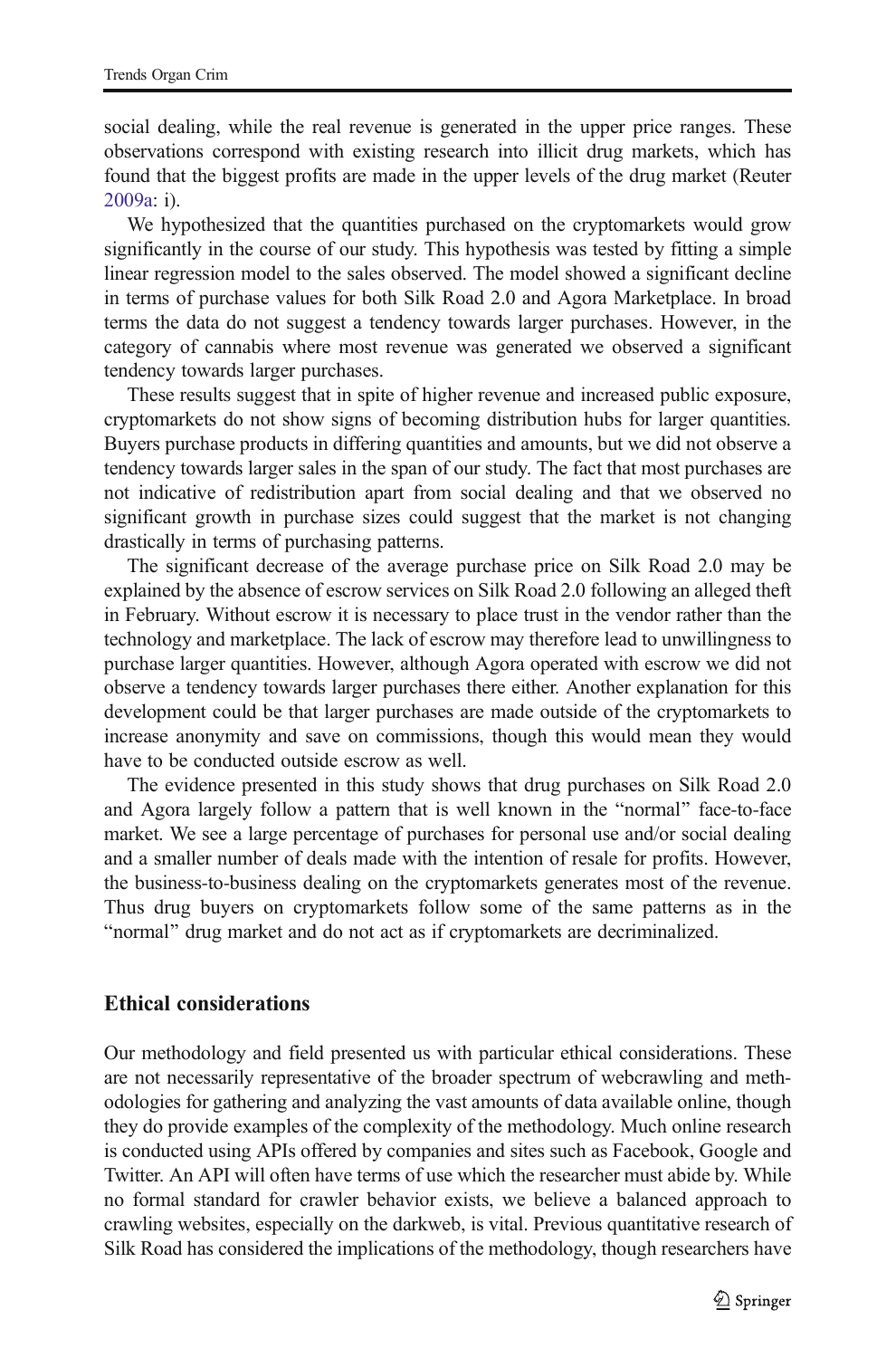social dealing, while the real revenue is generated in the upper price ranges. These observations correspond with existing research into illicit drug markets, which has found that the biggest profits are made in the upper levels of the drug market (Reuter 2009a: i).

We hypothesized that the quantities purchased on the cryptomarkets would grow significantly in the course of our study. This hypothesis was tested by fitting a simple linear regression model to the sales observed. The model showed a significant decline in terms of purchase values for both Silk Road 2.0 and Agora Marketplace. In broad terms the data do not suggest a tendency towards larger purchases. However, in the category of cannabis where most revenue was generated we observed a significant tendency towards larger purchases.

These results suggest that in spite of higher revenue and increased public exposure, cryptomarkets do not show signs of becoming distribution hubs for larger quantities. Buyers purchase products in differing quantities and amounts, but we did not observe a tendency towards larger sales in the span of our study. The fact that most purchases are not indicative of redistribution apart from social dealing and that we observed no significant growth in purchase sizes could suggest that the market is not changing drastically in terms of purchasing patterns.

The significant decrease of the average purchase price on Silk Road 2.0 may be explained by the absence of escrow services on Silk Road 2.0 following an alleged theft in February. Without escrow it is necessary to place trust in the vendor rather than the technology and marketplace. The lack of escrow may therefore lead to unwillingness to purchase larger quantities. However, although Agora operated with escrow we did not observe a tendency towards larger purchases there either. Another explanation for this development could be that larger purchases are made outside of the cryptomarkets to increase anonymity and save on commissions, though this would mean they would have to be conducted outside escrow as well.

The evidence presented in this study shows that drug purchases on Silk Road 2.0 and Agora largely follow a pattern that is well known in the "normal" face-to-face market. We see a large percentage of purchases for personal use and/or social dealing and a smaller number of deals made with the intention of resale for profits. However, the business-to-business dealing on the cryptomarkets generates most of the revenue. Thus drug buyers on cryptomarkets follow some of the same patterns as in the "normal" drug market and do not act as if cryptomarkets are decriminalized.

## Ethical considerations

Our methodology and field presented us with particular ethical considerations. These are not necessarily representative of the broader spectrum of webcrawling and methodologies for gathering and analyzing the vast amounts of data available online, though they do provide examples of the complexity of the methodology. Much online research is conducted using APIs offered by companies and sites such as Facebook, Google and Twitter. An API will often have terms of use which the researcher must abide by. While no formal standard for crawler behavior exists, we believe a balanced approach to crawling websites, especially on the darkweb, is vital. Previous quantitative research of Silk Road has considered the implications of the methodology, though researchers have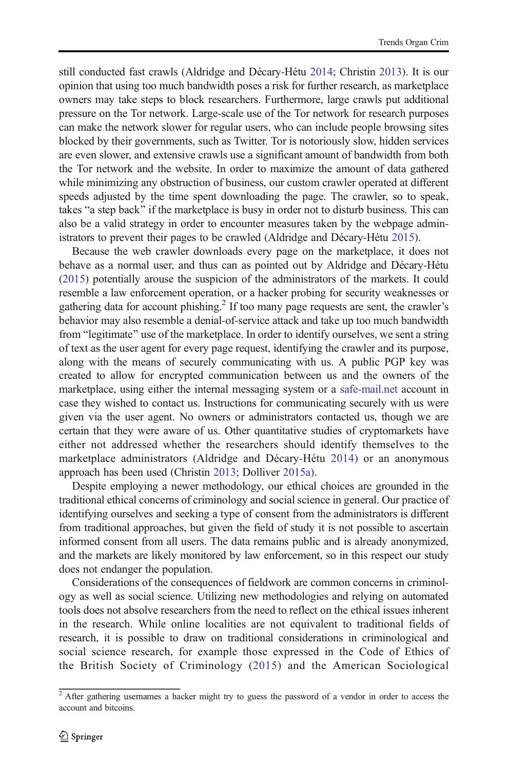still conducted fast crawls (Aldridge and Décary-Hétu 2014; Christin 2013). It is our opinion that using too much bandwidth poses a risk for further research, as marketplace owners may take steps to block researchers. Furthermore, large crawls put additional pressure on the Tor network. Large-scale use of the Tor network for research purposes can make the network slower for regular users, who can include people browsing sites blocked by their governments, such as Twitter. Tor is notoriously slow, hidden services are even slower, and extensive crawls use a significant amount of bandwidth from both the Tor network and the website. In order to maximize the amount of data gathered while minimizing any obstruction of business, our custom crawler operated at different speeds adjusted by the time spent downloading the page. The crawler, so to speak, takes "a step back" if the marketplace is busy in order not to disturb business. This can also be a valid strategy in order to encounter measures taken by the webpage administrators to prevent their pages to be crawled (Aldridge and Décary-Hétu 2015).

Because the web crawler downloads every page on the marketplace, it does not behave as a normal user, and thus can as pointed out by Aldridge and Décary-Hétu (2015) potentially arouse the suspicion of the administrators of the markets. It could resemble a law enforcement operation, or a hacker probing for security weaknesses or gathering data for account phishing.[2] If too many page requests are sent, the crawler's behavior may also resemble a denial-of-service attack and take up too much bandwidth from "legitimate" use of the marketplace. In order to identify ourselves, we sent a string of text as the user agent for every page request, identifying the crawler and its purpose, along with the means of securely communicating with us. A public PGP key was created to allow for encrypted communication between us and the owners of the marketplace, using either the internal messaging system or a safe-mail.net account in case they wished to contact us. Instructions for communicating securely with us were given via the user agent. No owners or administrators contacted us, though we are certain that they were aware of us. Other quantitative studies of cryptomarkets have either not addressed whether the researchers should identify themselves to the marketplace administrators (Aldridge and Décary-Hétu 2014) or an anonymous approach has been used (Christin 2013; Dolliver 2015a).

Despite employing a newer methodology, our ethical choices are grounded in the traditional ethical concerns of criminology and social science in general. Our practice of identifying ourselves and seeking a type of consent from the administrators is different from traditional approaches, but given the field of study it is not possible to ascertain informed consent from all users. The data remains public and is already anonymized, and the markets are likely monitored by law enforcement, so in this respect our study does not endanger the population.

Considerations of the consequences of fieldwork are common concerns in criminology as well as social science. Utilizing new methodologies and relying on automated tools does not absolve researchers from the need to reflect on the ethical issues inherent in the research. While online localities are not equivalent to traditional fields of research, it is possible to draw on traditional considerations in criminological and social science research, for example those expressed in the Code of Ethics of the British Society of Criminology (2015) and the American Sociological

[2] After gathering usernames a hacker might try to guess the password of a vendor in order to access the account and bitcoins.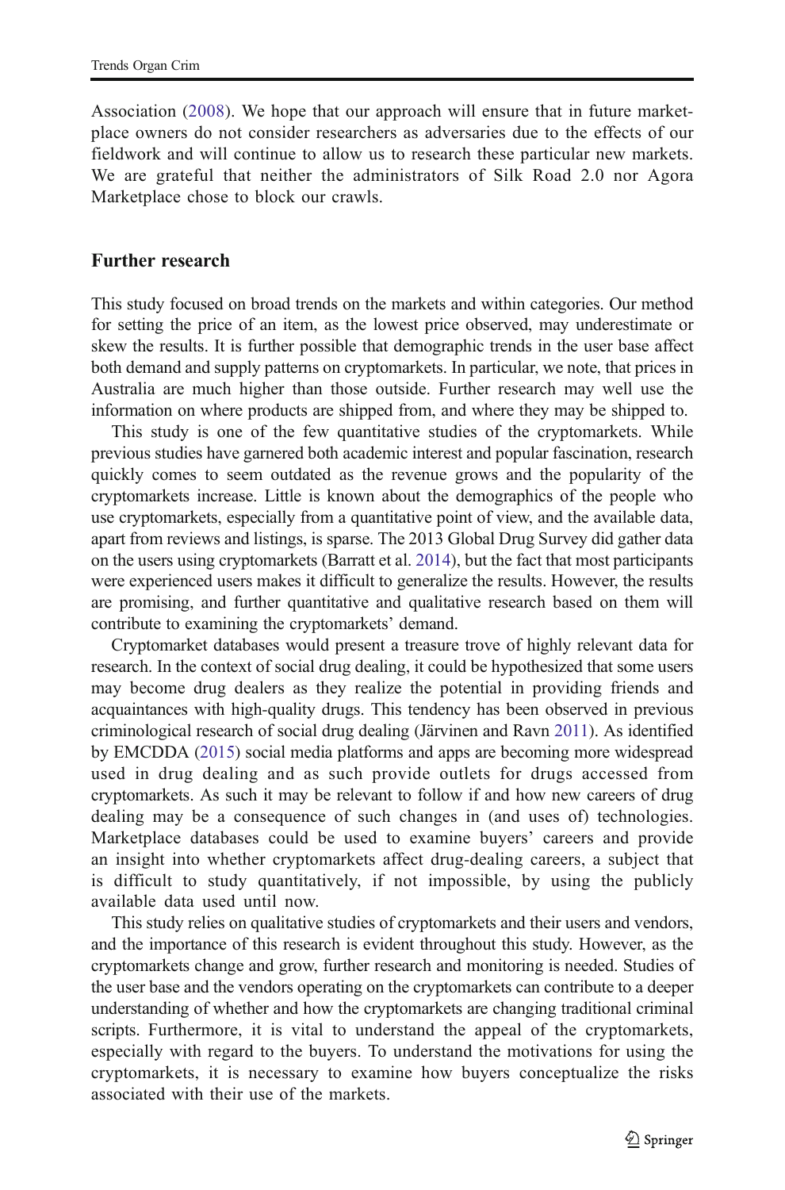Association (2008). We hope that our approach will ensure that in future marketplace owners do not consider researchers as adversaries due to the effects of our fieldwork and will continue to allow us to research these particular new markets. We are grateful that neither the administrators of Silk Road 2.0 nor Agora Marketplace chose to block our crawls.

## Further research

This study focused on broad trends on the markets and within categories. Our method for setting the price of an item, as the lowest price observed, may underestimate or skew the results. It is further possible that demographic trends in the user base affect both demand and supply patterns on cryptomarkets. In particular, we note, that prices in Australia are much higher than those outside. Further research may well use the information on where products are shipped from, and where they may be shipped to.

This study is one of the few quantitative studies of the cryptomarkets. While previous studies have garnered both academic interest and popular fascination, research quickly comes to seem outdated as the revenue grows and the popularity of the cryptomarkets increase. Little is known about the demographics of the people who use cryptomarkets, especially from a quantitative point of view, and the available data, apart from reviews and listings, is sparse. The 2013 Global Drug Survey did gather data on the users using cryptomarkets (Barratt et al. 2014), but the fact that most participants were experienced users makes it difficult to generalize the results. However, the results are promising, and further quantitative and qualitative research based on them will contribute to examining the cryptomarkets' demand.

Cryptomarket databases would present a treasure trove of highly relevant data for research. In the context of social drug dealing, it could be hypothesized that some users may become drug dealers as they realize the potential in providing friends and acquaintances with high-quality drugs. This tendency has been observed in previous criminological research of social drug dealing (Järvinen and Ravn 2011). As identified by EMCDDA (2015) social media platforms and apps are becoming more widespread used in drug dealing and as such provide outlets for drugs accessed from cryptomarkets. As such it may be relevant to follow if and how new careers of drug dealing may be a consequence of such changes in (and uses of) technologies. Marketplace databases could be used to examine buyers' careers and provide an insight into whether cryptomarkets affect drug-dealing careers, a subject that is difficult to study quantitatively, if not impossible, by using the publicly available data used until now.

This study relies on qualitative studies of cryptomarkets and their users and vendors, and the importance of this research is evident throughout this study. However, as the cryptomarkets change and grow, further research and monitoring is needed. Studies of the user base and the vendors operating on the cryptomarkets can contribute to a deeper understanding of whether and how the cryptomarkets are changing traditional criminal scripts. Furthermore, it is vital to understand the appeal of the cryptomarkets, especially with regard to the buyers. To understand the motivations for using the cryptomarkets, it is necessary to examine how buyers conceptualize the risks associated with their use of the markets.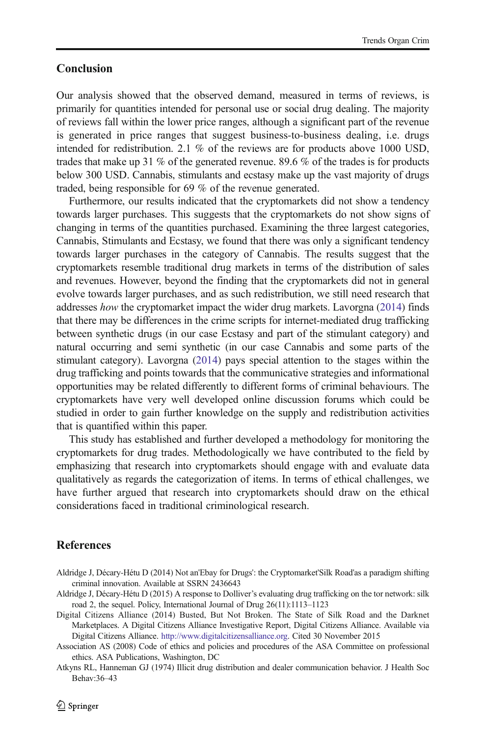## Conclusion

Our analysis showed that the observed demand, measured in terms of reviews, is primarily for quantities intended for personal use or social drug dealing. The majority of reviews fall within the lower price ranges, although a significant part of the revenue is generated in price ranges that suggest business-to-business dealing, i.e. drugs intended for redistribution. 2.1 % of the reviews are for products above 1000 USD, trades that make up 31 % of the generated revenue. 89.6 % of the trades is for products below 300 USD. Cannabis, stimulants and ecstasy make up the vast majority of drugs traded, being responsible for 69 % of the revenue generated.

Furthermore, our results indicated that the cryptomarkets did not show a tendency towards larger purchases. This suggests that the cryptomarkets do not show signs of changing in terms of the quantities purchased. Examining the three largest categories, Cannabis, Stimulants and Ecstasy, we found that there was only a significant tendency towards larger purchases in the category of Cannabis. The results suggest that the cryptomarkets resemble traditional drug markets in terms of the distribution of sales and revenues. However, beyond the finding that the cryptomarkets did not in general evolve towards larger purchases, and as such redistribution, we still need research that addresses *how* the cryptomarket impact the wider drug markets. Lavorgna (2014) finds that there may be differences in the crime scripts for internet-mediated drug trafficking between synthetic drugs (in our case Ecstasy and part of the stimulant category) and natural occurring and semi synthetic (in our case Cannabis and some parts of the stimulant category). Lavorgna (2014) pays special attention to the stages within the drug trafficking and points towards that the communicative strategies and informational opportunities may be related differently to different forms of criminal behaviours. The cryptomarkets have very well developed online discussion forums which could be studied in order to gain further knowledge on the supply and redistribution activities that is quantified within this paper.

This study has established and further developed a methodology for monitoring the cryptomarkets for drug trades. Methodologically we have contributed to the field by emphasizing that research into cryptomarkets should engage with and evaluate data qualitatively as regards the categorization of items. In terms of ethical challenges, we have further argued that research into cryptomarkets should draw on the ethical considerations faced in traditional criminological research.

## References

Aldridge J, Décary-Hétu D (2014) Not an'Ebay for Drugs': the Cryptomarket'Silk Road'as a paradigm shifting criminal innovation. Available at SSRN 2436643

Aldridge J, Décary-Hétu D (2015) A response to Dolliver's evaluating drug trafficking on the tor network: silk road 2, the sequel. Policy, International Journal of Drug 26(11):1113–1123

Digital Citizens Alliance (2014) Busted, But Not Broken. The State of Silk Road and the Darknet Marketplaces. A Digital Citizens Alliance Investigative Report, Digital Citizens Alliance. Available via Digital Citizens Alliance. http://www.digitalcitizensalliance.org. Cited 30 November 2015

Association AS (2008) Code of ethics and policies and procedures of the ASA Committee on professional ethics. ASA Publications, Washington, DC

Atkyns RL, Hanneman GJ (1974) Illicit drug distribution and dealer communication behavior. J Health Soc Behav:36–43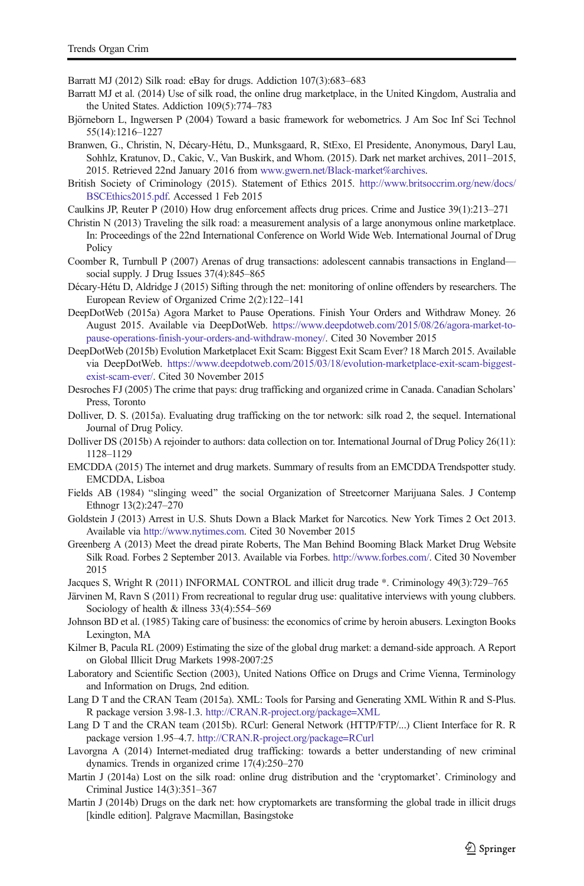Barratt MJ (2012) Silk road: eBay for drugs. Addiction 107(3):683–683

Barratt MJ et al. (2014) Use of silk road, the online drug marketplace, in the United Kingdom, Australia and the United States. Addiction 109(5):774–783

Björneborn L, Ingwersen P (2004) Toward a basic framework for webometrics. J Am Soc Inf Sci Technol 55(14):1216–1227

Branwen, G., Christin, N, Décary-Hétu, D., Munksgaard, R, StExo, El Presidente, Anonymous, Daryl Lau, Sohhlz, Kratunov, D., Cakic, V., Van Buskirk, and Whom. (2015). Dark net market archives, 2011–2015, 2015. Retrieved 22nd January 2016 from www.gwern.net/Black-market%archives.

British Society of Criminology (2015). Statement of Ethics 2015. http://www.britsoccrim.org/new/docs/BSCEthics2015.pdf. Accessed 1 Feb 2015

Caulkins JP, Reuter P (2010) How drug enforcement affects drug prices. Crime and Justice 39(1):213–271

Christin N (2013) Traveling the silk road: a measurement analysis of a large anonymous online marketplace. In: Proceedings of the 22nd International Conference on World Wide Web. International Journal of Drug Policy

Coomber R, Turnbull P (2007) Arenas of drug transactions: adolescent cannabis transactions in England—social supply. J Drug Issues 37(4):845–865

Décary-Hétu D, Aldridge J (2015) Sifting through the net: monitoring of online offenders by researchers. The European Review of Organized Crime 2(2):122–141

DeepDotWeb (2015a) Agora Market to Pause Operations. Finish Your Orders and Withdraw Money. 26 August 2015. Available via DeepDotWeb. https://www.deepdotweb.com/2015/08/26/agora-market-to-pause-operations-finish-your-orders-and-withdraw-money/. Cited 30 November 2015

DeepDotWeb (2015b) Evolution Marketplacet Exit Scam: Biggest Exit Scam Ever? 18 March 2015. Available via DeepDotWeb. https://www.deepdotweb.com/2015/03/18/evolution-marketplace-exit-scam-biggest-exist-scam-ever/. Cited 30 November 2015

Desroches FJ (2005) The crime that pays: drug trafficking and organized crime in Canada. Canadian Scholars' Press, Toronto

Dolliver, D. S. (2015a). Evaluating drug trafficking on the tor network: silk road 2, the sequel. International Journal of Drug Policy.

Dolliver DS (2015b) A rejoinder to authors: data collection on tor. International Journal of Drug Policy 26(11): 1128–1129

EMCDDA (2015) The internet and drug markets. Summary of results from an EMCDDA Trendspotter study. EMCDDA, Lisboa

Fields AB (1984) "slinging weed" the social Organization of Streetcorner Marijuana Sales. J Contemp Ethnogr 13(2):247–270

Goldstein J (2013) Arrest in U.S. Shuts Down a Black Market for Narcotics. New York Times 2 Oct 2013. Available via http://www.nytimes.com. Cited 30 November 2015

Greenberg A (2013) Meet the dread pirate Roberts, The Man Behind Booming Black Market Drug Website Silk Road. Forbes 2 September 2013. Available via Forbes. http://www.forbes.com/. Cited 30 November 2015

Jacques S, Wright R (2011) INFORMAL CONTROL and illicit drug trade *. Criminology 49(3):729–765

Järvinen M, Ravn S (2011) From recreational to regular drug use: qualitative interviews with young clubbers. Sociology of health & illness 33(4):554–569

Johnson BD et al. (1985) Taking care of business: the economics of crime by heroin abusers. Lexington Books Lexington, MA

Kilmer B, Pacula RL (2009) Estimating the size of the global drug market: a demand-side approach. A Report on Global Illicit Drug Markets 1998-2007:25

Laboratory and Scientific Section (2003), United Nations Office on Drugs and Crime Vienna, Terminology and Information on Drugs, 2nd edition.

Lang D T and the CRAN Team (2015a). XML: Tools for Parsing and Generating XML Within R and S-Plus. R package version 3.98-1.3. http://CRAN.R-project.org/package=XML

Lang D T and the CRAN team (2015b). RCurl: General Network (HTTP/FTP/...) Client Interface for R. R package version 1.95–4.7. http://CRAN.R-project.org/package=RCurl

Lavorgna A (2014) Internet-mediated drug trafficking: towards a better understanding of new criminal dynamics. Trends in organized crime 17(4):250–270

Martin J (2014a) Lost on the silk road: online drug distribution and the 'cryptomarket'. Criminology and Criminal Justice 14(3):351–367

Martin J (2014b) Drugs on the dark net: how cryptomarkets are transforming the global trade in illicit drugs [kindle edition]. Palgrave Macmillan, Basingstoke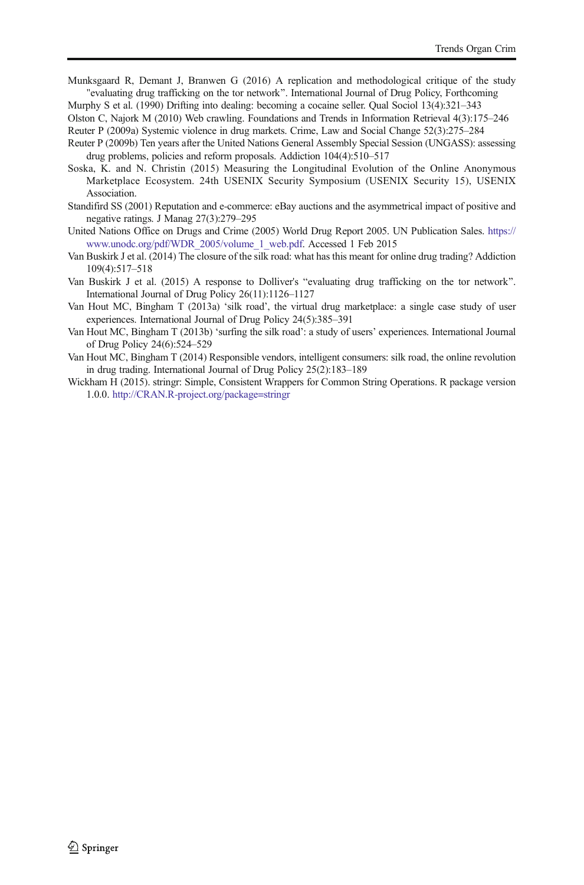Munksgaard R, Demant J, Branwen G (2016) A replication and methodological critique of the study "evaluating drug trafficking on the tor network". International Journal of Drug Policy, Forthcoming

Murphy S et al. (1990) Drifting into dealing: becoming a cocaine seller. Qual Sociol 13(4):321–343

Olston C, Najork M (2010) Web crawling. Foundations and Trends in Information Retrieval 4(3):175–246

Reuter P (2009a) Systemic violence in drug markets. Crime, Law and Social Change 52(3):275–284

Reuter P (2009b) Ten years after the United Nations General Assembly Special Session (UNGASS): assessing drug problems, policies and reform proposals. Addiction 104(4):510–517

Soska, K. and N. Christin (2015) Measuring the Longitudinal Evolution of the Online Anonymous Marketplace Ecosystem. 24th USENIX Security Symposium (USENIX Security 15), USENIX Association.

Standifird SS (2001) Reputation and e-commerce: eBay auctions and the asymmetrical impact of positive and negative ratings. J Manag 27(3):279–295

United Nations Office on Drugs and Crime (2005) World Drug Report 2005. UN Publication Sales. https://www.unodc.org/pdf/WDR_2005/volume_1_web.pdf. Accessed 1 Feb 2015

Van Buskirk J et al. (2014) The closure of the silk road: what has this meant for online drug trading? Addiction 109(4):517–518

Van Buskirk J et al. (2015) A response to Dolliver's "evaluating drug trafficking on the tor network". International Journal of Drug Policy 26(11):1126–1127

Van Hout MC, Bingham T (2013a) 'silk road', the virtual drug marketplace: a single case study of user experiences. International Journal of Drug Policy 24(5):385–391

Van Hout MC, Bingham T (2013b) 'surfing the silk road': a study of users' experiences. International Journal of Drug Policy 24(6):524–529

Van Hout MC, Bingham T (2014) Responsible vendors, intelligent consumers: silk road, the online revolution in drug trading. International Journal of Drug Policy 25(2):183–189

Wickham H (2015). stringr: Simple, Consistent Wrappers for Common String Operations. R package version 1.0.0. http://CRAN.R-project.org/package=stringr